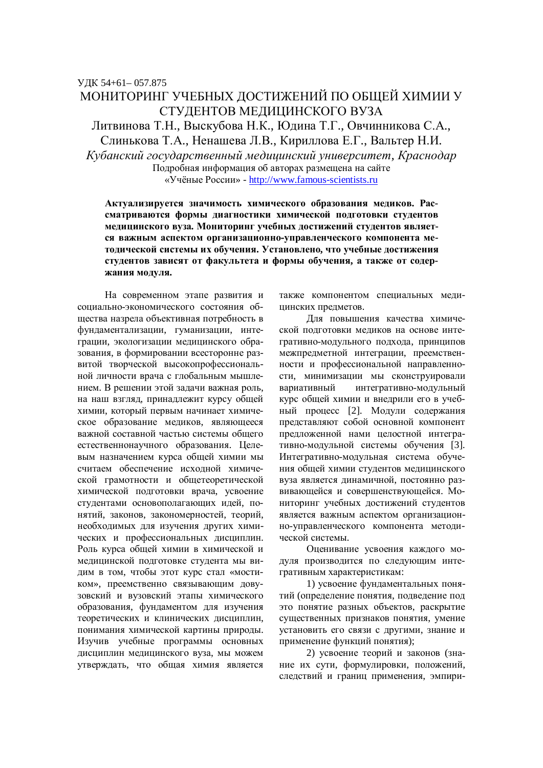УДК 54+61– 057.875

# МОНИТОРИНГ УЧЕБНЫХ ДОСТИЖЕНИЙ ПО ОБЩЕЙ ХИМИИ У СТУДЕНТОВ МЕДИЦИНСКОГО ВУЗА

Литвинова Т.Н., Выскубова Н.К., Юдина Т.Г., Овчинникова С.А., Слинькова Т.А., Ненашева Л.В., Кириллова Е.Г., Вальтер Н.И.

*Кубанский государственный медицинский университет, Краснодар*

Подробная информация об авторах размещена на сайте «Учёные России» - http://www.famous-scientists.ru

**Актуализируется значимость химического образования медиков. Рассматриваются формы диагностики химической подготовки студентов медицинского вуза. Мониторинг учебных достижений студентов является важным аспектом организационно-управленческого компонента методической системы их обучения. Установлено, что учебные достижения студентов зависят от факультета и формы обучения, а также от содержания модуля.**

На современном этапе развития и социально-экономического состояния общества назрела объективная потребность в фундаментализации, гуманизации, интеграции, экологизации медицинского образования, в формировании всесторонне развитой творческой высокопрофессиональной личности врача с глобальным мышлением. В решении этой задачи важная роль, на наш взгляд, принадлежит курсу общей химии, который первым начинает химическое образование медиков, являющееся важной составной частью системы общего естественнонаучного образования. Целевым назначением курса общей химии мы считаем обеспечение исходной химической грамотности и общетеоретической химической подготовки врача, усвоение студентами основополагающих идей, понятий, законов, закономерностей, теорий, необходимых для изучения других химических и профессиональных дисциплин. Роль курса общей химии в химической и медицинской подготовке студента мы видим в том, чтобы этот курс стал «мостиком», преемственно связывающим довузовский и вузовский этапы химического образования, фундаментом для изучения теоретических и клинических дисциплин, понимания химической картины природы. Изучив учебные программы основных дисциплин медицинского вуза, мы можем утверждать, что общая химия является также компонентом специальных медицинских предметов.

Для повышения качества химической подготовки медиков на основе интегративно-модульного подхода, принципов межпредметной интеграции, преемственности и профессиональной направленности, минимизации мы сконструировали вариативный интегративно-модульный курс общей химии и внедрили его в учебный процесс [2]. Модули содержания представляют собой основной компонент предложенной нами целостной интегративно-модульной системы обучения [3]. Интегративно-модульная система обучения общей химии студентов медицинского вуза является динамичной, постоянно развивающейся и совершенствующейся. Мониторинг учебных достижений студентов является важным аспектом организационно-управленческого компонента методической системы.

Оценивание усвоения каждого модуля производится по следующим интегративным характеристикам:

1) усвоение фундаментальных понятий (определение понятия, подведение под это понятие разных объектов, раскрытие существенных признаков понятия, умение установить его связи с другими, знание и применение функций понятия);

2) усвоение теорий и законов (знание их сути, формулировки, положений, следствий и границ применения, эмпири-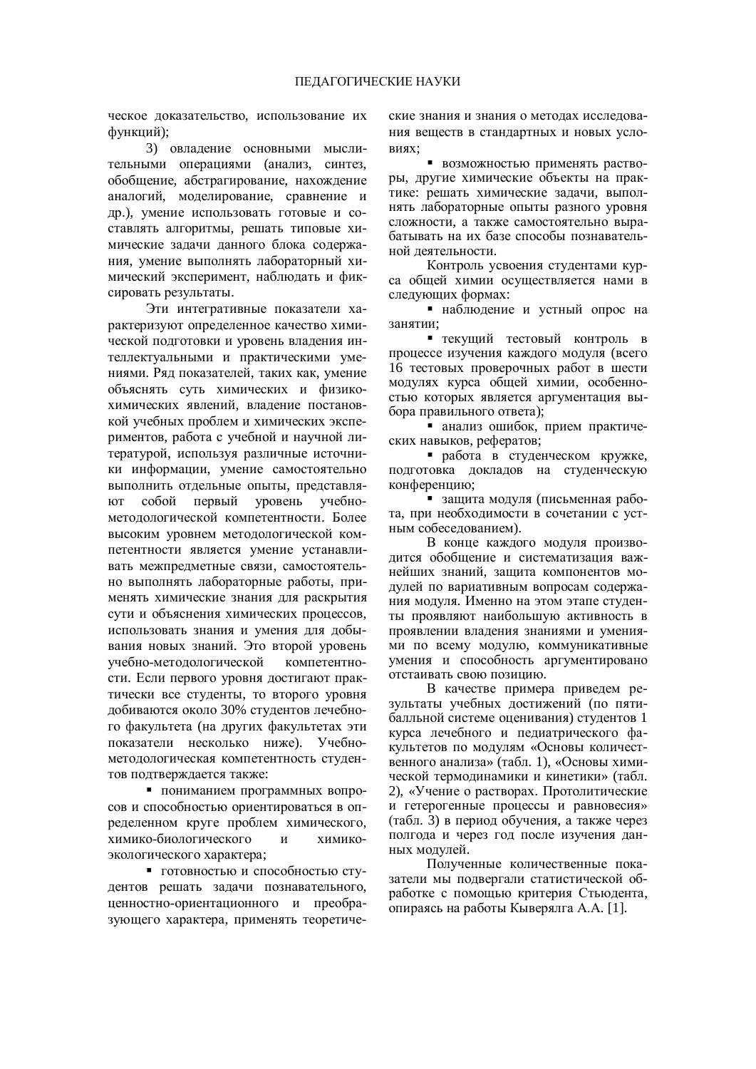ческое доказательство, использование их функций);

3) овладение основными мыслительными операциями (анализ, синтез, обобщение, абстрагирование, нахождение аналогий, моделирование, сравнение и др.), умение использовать готовые и составлять алгоритмы, решать типовые химические задачи данного блока содержания, умение выполнять лабораторный химический эксперимент, наблюдать и фиксировать результаты.

Эти интегративные показатели характеризуют определенное качество химической подготовки и уровень владения интеллектуальными и практическими умениями. Ряд показателей, таких как, умение объяснять суть химических и физико-химических явлений, владение постановкой учебных проблем и химических экспериментов, работа с учебной и научной литературой, используя различные источники информации, умение самостоятельно выполнить отдельные опыты, представляют собой первый уровень учебно-методологической компетентности. Более высоким уровнем методологической компетентности является умение устанавливать межпредметные связи, самостоятельно выполнять лабораторные работы, применять химические знания для раскрытия сути и объяснения химических процессов, использовать знания и умения для добывания новых знаний. Это второй уровень учебно-методологической компетентности. Если первого уровня достигают практически все студенты, то второго уровня добиваются около 30% студентов лечебного факультета (на других факультетах эти показатели несколько ниже). Учебно-методологическая компетентность студентов подтверждается также:

- пониманием программных вопросов и способностью ориентироваться в определенном круге проблем химического, химико-биологического и химико-экологического характера;
- готовностью и способностью студентов решать задачи познавательного, ценностно-ориентационного и преобразующего характера, применять теоретические знания и знания о методах исследования веществ в стандартных и новых условиях;
- возможностью применять растворы, другие химические объекты на практике: решать химические задачи, выполнять лабораторные опыты разного уровня сложности, а также самостоятельно вырабатывать на их базе способы познавательной деятельности.

Контроль усвоения студентами курса общей химии осуществляется нами в следующих формах:

- наблюдение и устный опрос на занятии;
- текущий тестовый контроль в процессе изучения каждого модуля (всего 16 тестовых проверочных работ в шести модулях курса общей химии, особенностью которых является аргументация выбора правильного ответа);
- анализ ошибок, прием практических навыков, рефератов;
- работа в студенческом кружке, подготовка докладов на студенческую конференцию;
- защита модуля (письменная работа, при необходимости в сочетании с устным собеседованием).

В конце каждого модуля производится обобщение и систематизация важнейших знаний, защита компонентов модулей по вариативным вопросам содержания модуля. Именно на этом этапе студенты проявляют наибольшую активность в проявлении владения знаниями и умениями по всему модулю, коммуникативные умения и способность аргументировано отстаивать свою позицию.

В качестве примера приведем результаты учебных достижений (по пятибалльной системе оценивания) студентов 1 курса лечебного и педиатрического факультетов по модулям «Основы количественного анализа» (табл. 1), «Основы химической термодинамики и кинетики» (табл. 2), «Учение о растворах. Протолитические и гетерогенные процессы и равновесия» (табл. 3) в период обучения, а также через полгода и через год после изучения данных модулей.

Полученные количественные показатели мы подвергали статистической обработке с помощью критерия Стьюдента, опираясь на работы Кыверялга А.А. [1].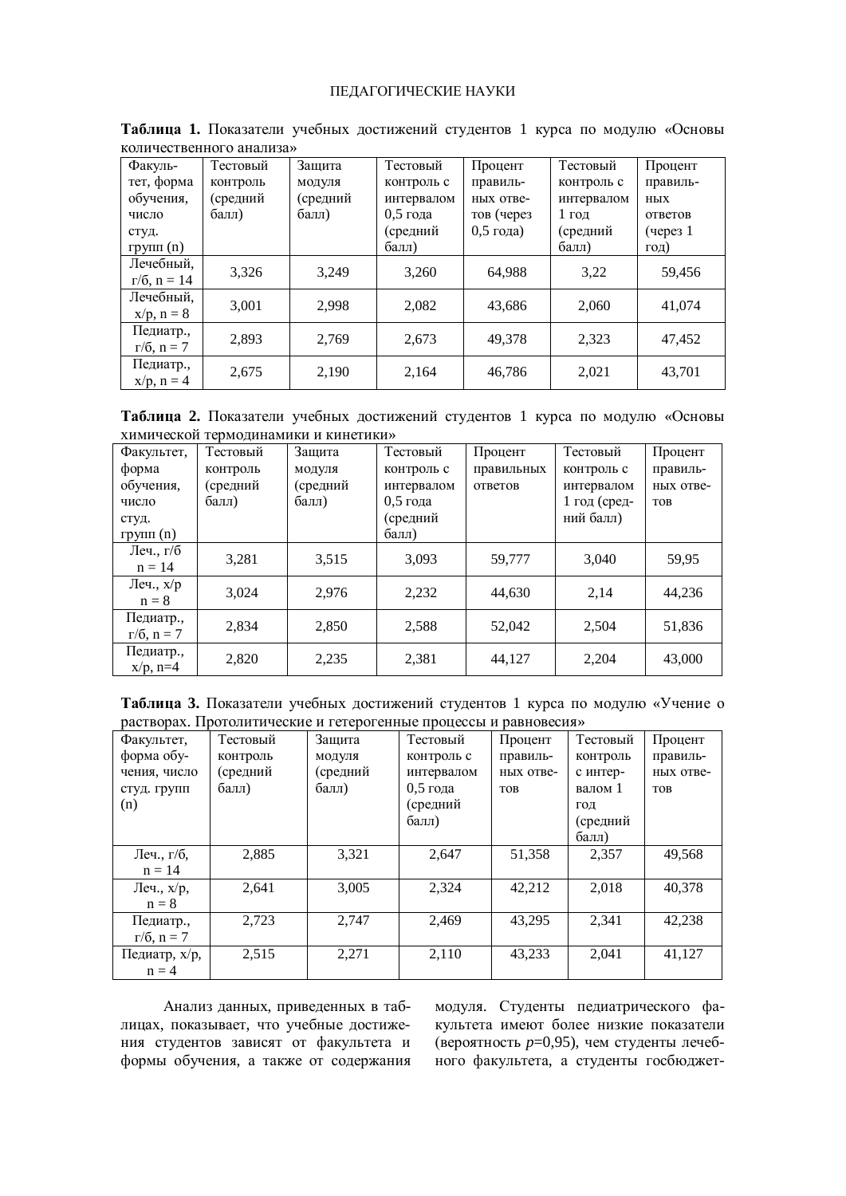**Таблица 1.** Показатели учебных достижений студентов 1 курса по модулю «Основы количественного анализа»

| Факультет, форма обучения, число студ. групп (n) | Тестовый контроль (средний балл) | Защита модуля (средний балл) | Тестовый контроль с интервалом 0,5 года (средний балл) | Процент правильных ответов (через 0,5 года) | Тестовый контроль с интервалом 1 год (средний балл) | Процент правильных ответов (через 1 год) |
|---|---|---|---|---|---|---|
| Лечебный, г/б, n = 14 | 3,326 | 3,249 | 3,260 | 64,988 | 3,22 | 59,456 |
| Лечебный, х/р, n = 8 | 3,001 | 2,998 | 2,082 | 43,686 | 2,060 | 41,074 |
| Педиатр., г/б, n = 7 | 2,893 | 2,769 | 2,673 | 49,378 | 2,323 | 47,452 |
| Педиатр., х/р, n = 4 | 2,675 | 2,190 | 2,164 | 46,786 | 2,021 | 43,701 |

**Таблица 2.** Показатели учебных достижений студентов 1 курса по модулю «Основы химической термодинамики и кинетики»

| Факультет, форма обучения, число студ. групп (n) | Тестовый контроль (средний балл) | Защита модуля (средний балл) | Тестовый контроль с интервалом 0,5 года (средний балл) | Процент правильных ответов | Тестовый контроль с интервалом 1 год (средний балл) | Процент правильных ответов |
|---|---|---|---|---|---|---|
| Леч., г/б n = 14 | 3,281 | 3,515 | 3,093 | 59,777 | 3,040 | 59,95 |
| Леч., х/р n = 8 | 3,024 | 2,976 | 2,232 | 44,630 | 2,14 | 44,236 |
| Педиатр., г/б, n = 7 | 2,834 | 2,850 | 2,588 | 52,042 | 2,504 | 51,836 |
| Педиатр., х/р, n=4 | 2,820 | 2,235 | 2,381 | 44,127 | 2,204 | 43,000 |

**Таблица 3.** Показатели учебных достижений студентов 1 курса по модулю «Учение о растворах. Протолитические и гетерогенные процессы и равновесия»

| Факультет, форма обучения, число студ. групп (n) | Тестовый контроль (средний балл) | Защита модуля (средний балл) | Тестовый контроль с интервалом 0,5 года (средний балл) | Процент правильных ответов | Тестовый контроль с интервалом 1 год (средний балл) | Процент правильных ответов |
|---|---|---|---|---|---|---|
| Леч., г/б, n = 14 | 2,885 | 3,321 | 2,647 | 51,358 | 2,357 | 49,568 |
| Леч., х/р, n = 8 | 2,641 | 3,005 | 2,324 | 42,212 | 2,018 | 40,378 |
| Педиатр., г/б, n = 7 | 2,723 | 2,747 | 2,469 | 43,295 | 2,341 | 42,238 |
| Педиатр, х/р, n = 4 | 2,515 | 2,271 | 2,110 | 43,233 | 2,041 | 41,127 |

Анализ данных, приведенных в таблицах, показывает, что учебные достижения студентов зависят от факультета и формы обучения, а также от содержания модуля. Студенты педиатрического факультета имеют более низкие показатели (вероятность $p$=0,95), чем студенты лечебного факультета, а студенты госбюджет-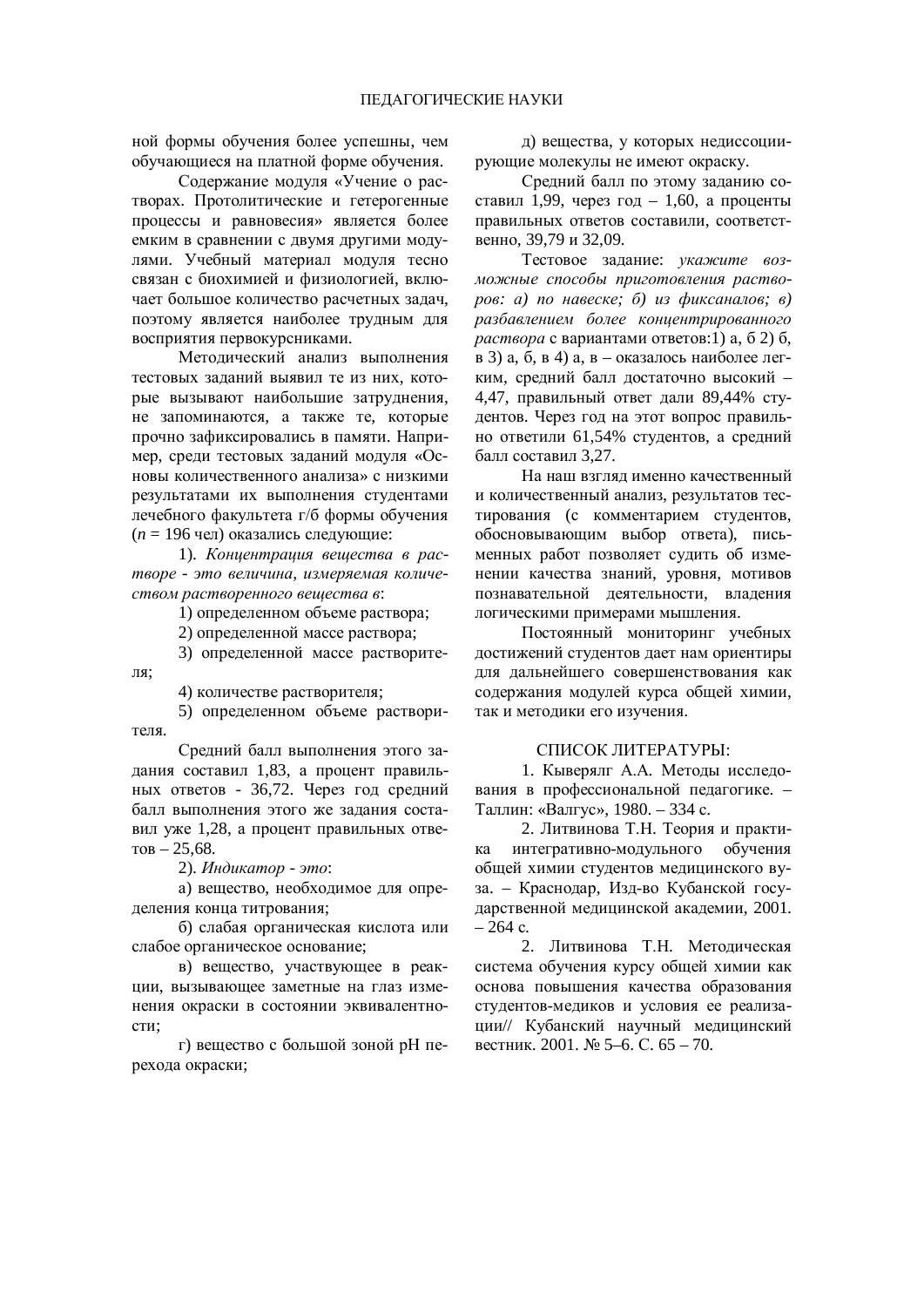ной формы обучения более успешны, чем обучающиеся на платной форме обучения.

Содержание модуля «Учение о растворах. Протолитические и гетерогенные процессы и равновесия» является более емким в сравнении с двумя другими модулями. Учебный материал модуля тесно связан с биохимией и физиологией, включает большое количество расчетных задач, поэтому является наиболее трудным для восприятия первокурсниками.

Методический анализ выполнения тестовых заданий выявил те из них, которые вызывают наибольшие затруднения, не запоминаются, а также те, которые прочно зафиксировались в памяти. Например, среди тестовых заданий модуля «Основы количественного анализа» с низкими результатами их выполнения студентами лечебного факультета г/б формы обучения ($n$ = 196 чел) оказались следующие:

1). *Концентрация вещества в растворе - это величина, измеряемая количеством растворенного вещества в*:

1) определенном объеме раствора;

2) определенной массе раствора;

3) определенной массе растворителя;

4) количестве растворителя;

5) определенном объеме растворителя.

Средний балл выполнения этого задания составил 1,83, а процент правильных ответов - 36,72. Через год средний балл выполнения этого же задания составил уже 1,28, а процент правильных ответов – 25,68.

2). *Индикатор - это*:

а) вещество, необходимое для определения конца титрования;

б) слабая органическая кислота или слабое органическое основание;

в) вещество, участвующее в реакции, вызывающее заметные на глаз изменения окраски в состоянии эквивалентности;

г) вещество с большой зоной pH перехода окраски;

д) вещества, у которых недиссоциирующие молекулы не имеют окраску.

Средний балл по этому заданию составил 1,99, через год – 1,60, а проценты правильных ответов составили, соответственно, 39,79 и 32,09.

Тестовое задание: *укажите возможные способы приготовления растворов: а) по навеске; б) из фиксаналов; в) разбавлением более концентрированного раствора* с вариантами ответов:1) а, б 2) б, в 3) а, б, в 4) а, в – оказалось наиболее легким, средний балл достаточно высокий – 4,47, правильный ответ дали 89,44% студентов. Через год на этот вопрос правильно ответили 61,54% студентов, а средний балл составил 3,27.

На наш взгляд именно качественный и количественный анализ, результатов тестирования (с комментарием студентов, обосновывающим выбор ответа), письменных работ позволяет судить об изменении качества знаний, уровня, мотивов познавательной деятельности, владения логическими примерами мышления.

Постоянный мониторинг учебных достижений студентов дает нам ориентиры для дальнейшего совершенствования как содержания модулей курса общей химии, так и методики его изучения.

## СПИСОК ЛИТЕРАТУРЫ:

1. Кыверялг А.А. Методы исследования в профессиональной педагогике. – Таллин: «Валгус», 1980. – 334 с.

2. Литвинова Т.Н. Теория и практика интегративно-модульного обучения общей химии студентов медицинского вуза. – Краснодар, Изд-во Кубанской государственной медицинской академии, 2001. – 264 с.

2. Литвинова Т.Н. Методическая система обучения курсу общей химии как основа повышения качества образования студентов-медиков и условия ее реализации// Кубанский научный медицинский вестник. 2001. № 5–6. С. 65 – 70.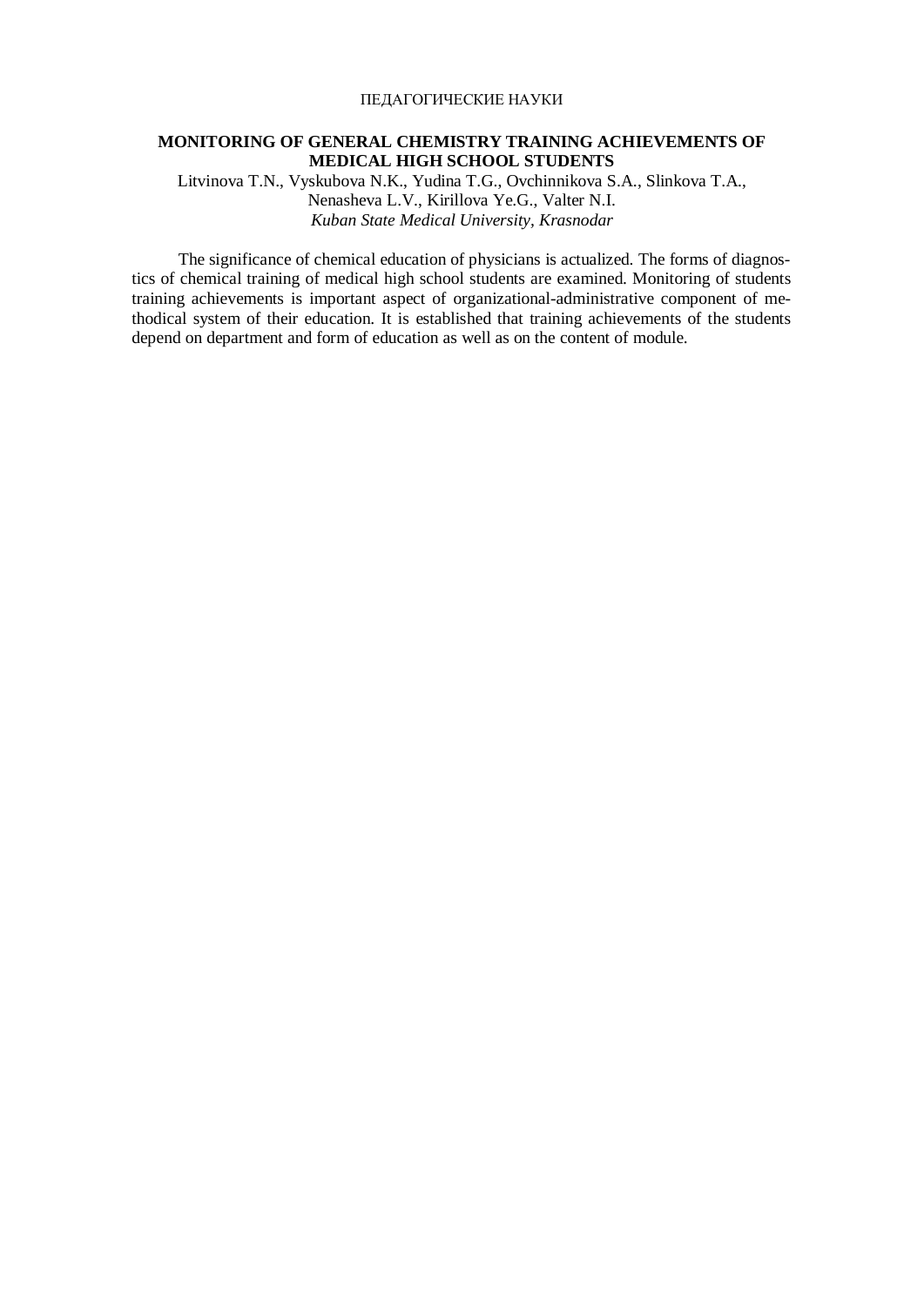ПЕДАГОГИЧЕСКИЕ НАУКИ

**MONITORING OF GENERAL CHEMISTRY TRAINING ACHIEVEMENTS OF MEDICAL HIGH SCHOOL STUDENTS**

Litvinova T.N., Vyskubova N.K., Yudina T.G., Ovchinnikova S.A., Slinkova T.A., Nenasheva L.V., Kirillova Ye.G., Valter N.I.

*Kuban State Medical University, Krasnodar*

The significance of chemical education of physicians is actualized. The forms of diagnostics of chemical training of medical high school students are examined. Monitoring of students training achievements is important aspect of organizational-administrative component of methodical system of their education. It is established that training achievements of the students depend on department and form of education as well as on the content of module.